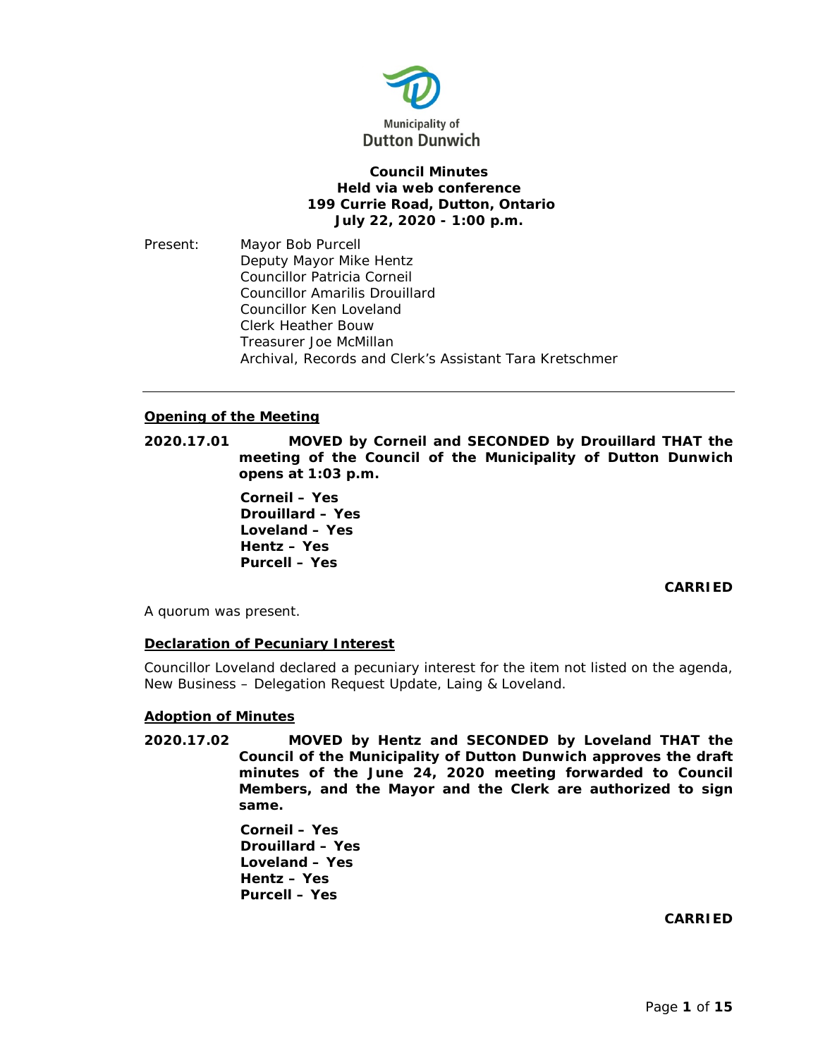Municipality of
Dutton Dunwich

**Council Minutes**
**Held via web conference**
**199 Currie Road, Dutton, Ontario**
**July 22, 2020 - 1:00 p.m.**

Present: Mayor Bob Purcell
Deputy Mayor Mike Hentz
Councillor Patricia Corneil
Councillor Amarilis Drouillard
Councillor Ken Loveland
Clerk Heather Bouw
Treasurer Joe McMillan
Archival, Records and Clerk's Assistant Tara Kretschmer

---

## Opening of the Meeting

**2020.17.01 MOVED by Corneil and SECONDED by Drouillard THAT the meeting of the Council of the Municipality of Dutton Dunwich opens at 1:03 p.m.**

**Corneil – Yes**
**Drouillard – Yes**
**Loveland – Yes**
**Hentz – Yes**
**Purcell – Yes**

**CARRIED**

A quorum was present.

## Declaration of Pecuniary Interest

Councillor Loveland declared a pecuniary interest for the item not listed on the agenda, New Business – Delegation Request Update, Laing & Loveland.

## Adoption of Minutes

**2020.17.02 MOVED by Hentz and SECONDED by Loveland THAT the Council of the Municipality of Dutton Dunwich approves the draft minutes of the June 24, 2020 meeting forwarded to Council Members, and the Mayor and the Clerk are authorized to sign same.**

**Corneil – Yes**
**Drouillard – Yes**
**Loveland – Yes**
**Hentz – Yes**
**Purcell – Yes**

**CARRIED**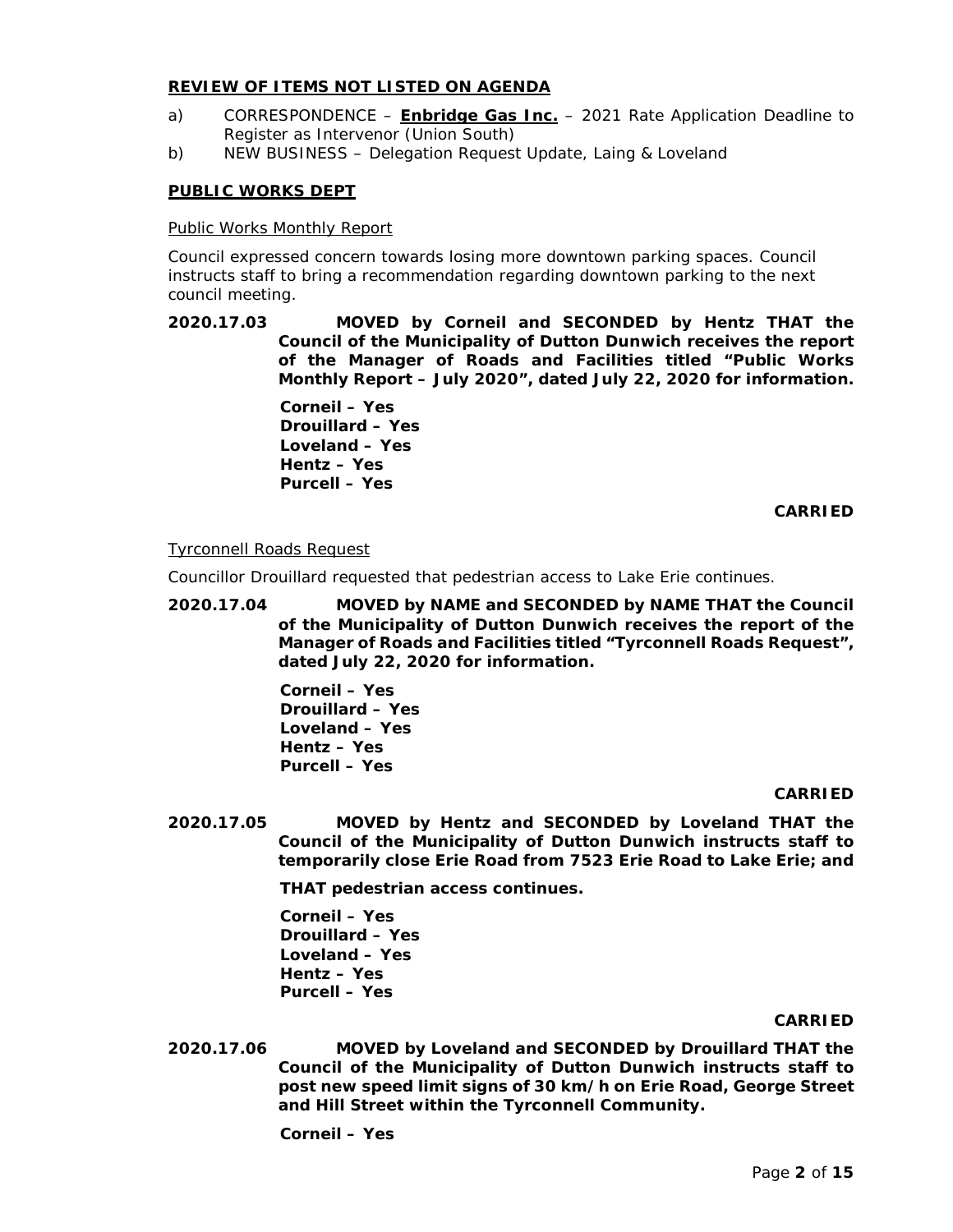## REVIEW OF ITEMS NOT LISTED ON AGENDA

a) CORRESPONDENCE – **Enbridge Gas Inc.** – 2021 Rate Application Deadline to Register as Intervenor (Union South)

b) NEW BUSINESS – Delegation Request Update, Laing & Loveland

## PUBLIC WORKS DEPT

Public Works Monthly Report

Council expressed concern towards losing more downtown parking spaces. Council instructs staff to bring a recommendation regarding downtown parking to the next council meeting.

**2020.17.03 MOVED by Corneil and SECONDED by Hentz THAT the Council of the Municipality of Dutton Dunwich receives the report of the Manager of Roads and Facilities titled "Public Works Monthly Report – July 2020", dated July 22, 2020 for information.**

**Corneil – Yes**
**Drouillard – Yes**
**Loveland – Yes**
**Hentz – Yes**
**Purcell – Yes**

**CARRIED**

Tyrconnell Roads Request

Councillor Drouillard requested that pedestrian access to Lake Erie continues.

**2020.17.04 MOVED by NAME and SECONDED by NAME THAT the Council of the Municipality of Dutton Dunwich receives the report of the Manager of Roads and Facilities titled "Tyrconnell Roads Request", dated July 22, 2020 for information.**

**Corneil – Yes**
**Drouillard – Yes**
**Loveland – Yes**
**Hentz – Yes**
**Purcell – Yes**

**CARRIED**

**2020.17.05 MOVED by Hentz and SECONDED by Loveland THAT the Council of the Municipality of Dutton Dunwich instructs staff to temporarily close Erie Road from 7523 Erie Road to Lake Erie; and**

**THAT pedestrian access continues.**

**Corneil – Yes**
**Drouillard – Yes**
**Loveland – Yes**
**Hentz – Yes**
**Purcell – Yes**

**CARRIED**

**2020.17.06 MOVED by Loveland and SECONDED by Drouillard THAT the Council of the Municipality of Dutton Dunwich instructs staff to post new speed limit signs of 30 km/h on Erie Road, George Street and Hill Street within the Tyrconnell Community.**

**Corneil – Yes**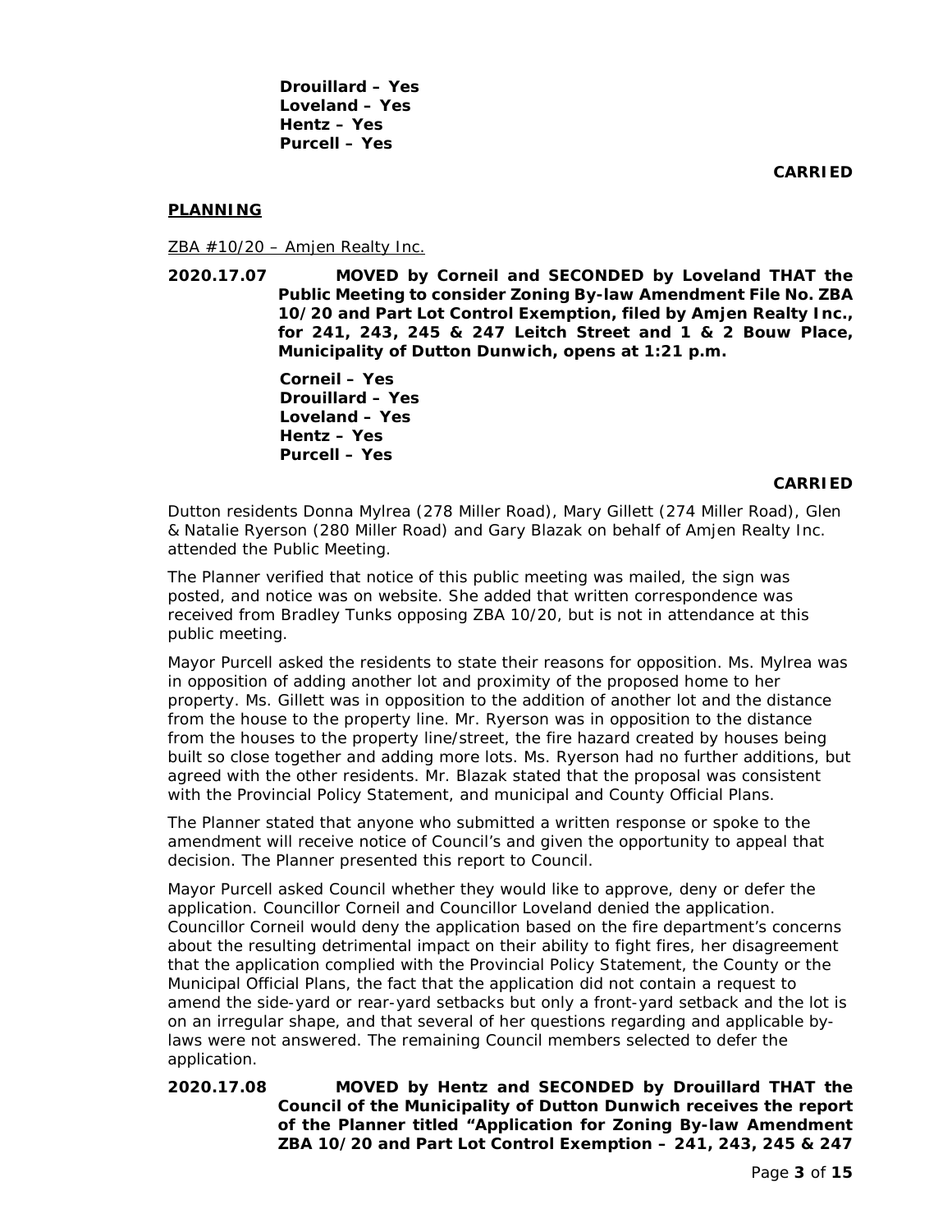**Drouillard – Yes**
**Loveland – Yes**
**Hentz – Yes**
**Purcell – Yes**

**CARRIED**

## PLANNING

ZBA #10/20 – Amjen Realty Inc.

**2020.17.07 MOVED by Corneil and SECONDED by Loveland THAT the Public Meeting to consider Zoning By-law Amendment File No. ZBA 10/20 and Part Lot Control Exemption, filed by Amjen Realty Inc., for 241, 243, 245 & 247 Leitch Street and 1 & 2 Bouw Place, Municipality of Dutton Dunwich, opens at 1:21 p.m.**

**Corneil – Yes**
**Drouillard – Yes**
**Loveland – Yes**
**Hentz – Yes**
**Purcell – Yes**

**CARRIED**

Dutton residents Donna Mylrea (278 Miller Road), Mary Gillett (274 Miller Road), Glen & Natalie Ryerson (280 Miller Road) and Gary Blazak on behalf of Amjen Realty Inc. attended the Public Meeting.

The Planner verified that notice of this public meeting was mailed, the sign was posted, and notice was on website. She added that written correspondence was received from Bradley Tunks opposing ZBA 10/20, but is not in attendance at this public meeting.

Mayor Purcell asked the residents to state their reasons for opposition. Ms. Mylrea was in opposition of adding another lot and proximity of the proposed home to her property. Ms. Gillett was in opposition to the addition of another lot and the distance from the house to the property line. Mr. Ryerson was in opposition to the distance from the houses to the property line/street, the fire hazard created by houses being built so close together and adding more lots. Ms. Ryerson had no further additions, but agreed with the other residents. Mr. Blazak stated that the proposal was consistent with the Provincial Policy Statement, and municipal and County Official Plans.

The Planner stated that anyone who submitted a written response or spoke to the amendment will receive notice of Council's and given the opportunity to appeal that decision. The Planner presented this report to Council.

Mayor Purcell asked Council whether they would like to approve, deny or defer the application. Councillor Corneil and Councillor Loveland denied the application. Councillor Corneil would deny the application based on the fire department's concerns about the resulting detrimental impact on their ability to fight fires, her disagreement that the application complied with the Provincial Policy Statement, the County or the Municipal Official Plans, the fact that the application did not contain a request to amend the side-yard or rear-yard setbacks but only a front-yard setback and the lot is on an irregular shape, and that several of her questions regarding and applicable by-laws were not answered. The remaining Council members selected to defer the application.

**2020.17.08 MOVED by Hentz and SECONDED by Drouillard THAT the Council of the Municipality of Dutton Dunwich receives the report of the Planner titled "Application for Zoning By-law Amendment ZBA 10/20 and Part Lot Control Exemption – 241, 243, 245 & 247**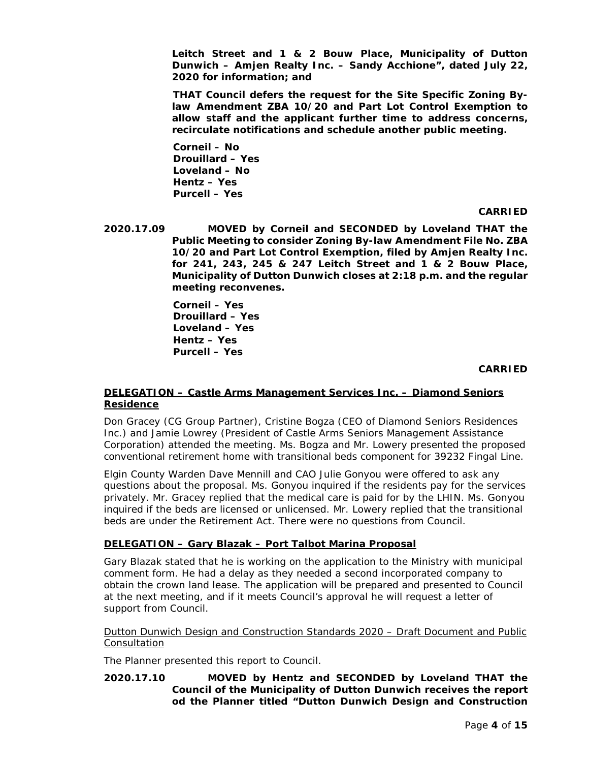**Leitch Street and 1 & 2 Bouw Place, Municipality of Dutton Dunwich – Amjen Realty Inc. – Sandy Acchione", dated July 22, 2020 for information; and**

**THAT Council defers the request for the Site Specific Zoning By-law Amendment ZBA 10/20 and Part Lot Control Exemption to allow staff and the applicant further time to address concerns, recirculate notifications and schedule another public meeting.**

**Corneil – No**
**Drouillard – Yes**
**Loveland – No**
**Hentz – Yes**
**Purcell – Yes**

**CARRIED**

**2020.17.09 MOVED by Corneil and SECONDED by Loveland THAT the Public Meeting to consider Zoning By-law Amendment File No. ZBA 10/20 and Part Lot Control Exemption, filed by Amjen Realty Inc. for 241, 243, 245 & 247 Leitch Street and 1 & 2 Bouw Place, Municipality of Dutton Dunwich closes at 2:18 p.m. and the regular meeting reconvenes.**

**Corneil – Yes**
**Drouillard – Yes**
**Loveland – Yes**
**Hentz – Yes**
**Purcell – Yes**

**CARRIED**

**DELEGATION – Castle Arms Management Services Inc. – Diamond Seniors Residence**

Don Gracey (CG Group Partner), Cristine Bogza (CEO of Diamond Seniors Residences Inc.) and Jamie Lowrey (President of Castle Arms Seniors Management Assistance Corporation) attended the meeting. Ms. Bogza and Mr. Lowery presented the proposed conventional retirement home with transitional beds component for 39232 Fingal Line.

Elgin County Warden Dave Mennill and CAO Julie Gonyou were offered to ask any questions about the proposal. Ms. Gonyou inquired if the residents pay for the services privately. Mr. Gracey replied that the medical care is paid for by the LHIN. Ms. Gonyou inquired if the beds are licensed or unlicensed. Mr. Lowery replied that the transitional beds are under the Retirement Act. There were no questions from Council.

**DELEGATION – Gary Blazak – Port Talbot Marina Proposal**

Gary Blazak stated that he is working on the application to the Ministry with municipal comment form. He had a delay as they needed a second incorporated company to obtain the crown land lease. The application will be prepared and presented to Council at the next meeting, and if it meets Council's approval he will request a letter of support from Council.

Dutton Dunwich Design and Construction Standards 2020 – Draft Document and Public Consultation

The Planner presented this report to Council.

**2020.17.10 MOVED by Hentz and SECONDED by Loveland THAT the Council of the Municipality of Dutton Dunwich receives the report od the Planner titled "Dutton Dunwich Design and Construction**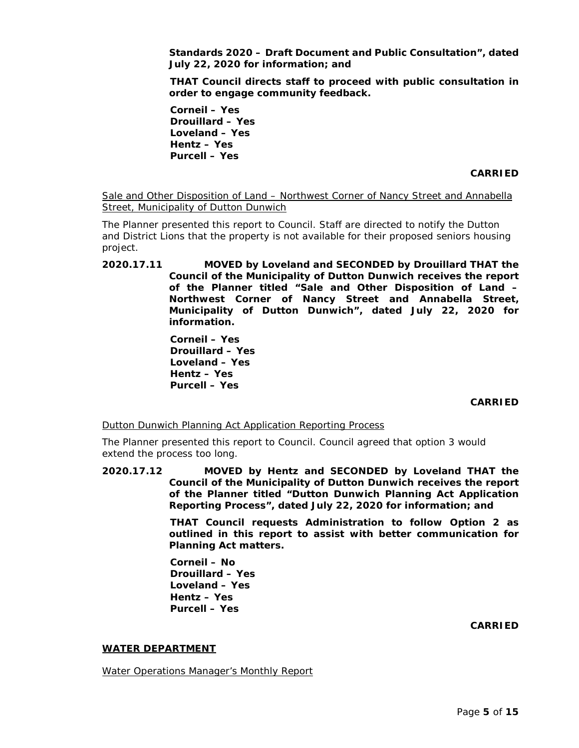**Standards 2020 – Draft Document and Public Consultation", dated July 22, 2020 for information; and**

**THAT Council directs staff to proceed with public consultation in order to engage community feedback.**

**Corneil – Yes**
**Drouillard – Yes**
**Loveland – Yes**
**Hentz – Yes**
**Purcell – Yes**

**CARRIED**

Sale and Other Disposition of Land – Northwest Corner of Nancy Street and Annabella Street, Municipality of Dutton Dunwich

The Planner presented this report to Council. Staff are directed to notify the Dutton and District Lions that the property is not available for their proposed seniors housing project.

**2020.17.11 MOVED by Loveland and SECONDED by Drouillard THAT the Council of the Municipality of Dutton Dunwich receives the report of the Planner titled "Sale and Other Disposition of Land – Northwest Corner of Nancy Street and Annabella Street, Municipality of Dutton Dunwich", dated July 22, 2020 for information.**

**Corneil – Yes**
**Drouillard – Yes**
**Loveland – Yes**
**Hentz – Yes**
**Purcell – Yes**

**CARRIED**

Dutton Dunwich Planning Act Application Reporting Process

The Planner presented this report to Council. Council agreed that option 3 would extend the process too long.

**2020.17.12 MOVED by Hentz and SECONDED by Loveland THAT the Council of the Municipality of Dutton Dunwich receives the report of the Planner titled "Dutton Dunwich Planning Act Application Reporting Process", dated July 22, 2020 for information; and**

**THAT Council requests Administration to follow Option 2 as outlined in this report to assist with better communication for Planning Act matters.**

**Corneil – No**
**Drouillard – Yes**
**Loveland – Yes**
**Hentz – Yes**
**Purcell – Yes**

**CARRIED**

## WATER DEPARTMENT

Water Operations Manager's Monthly Report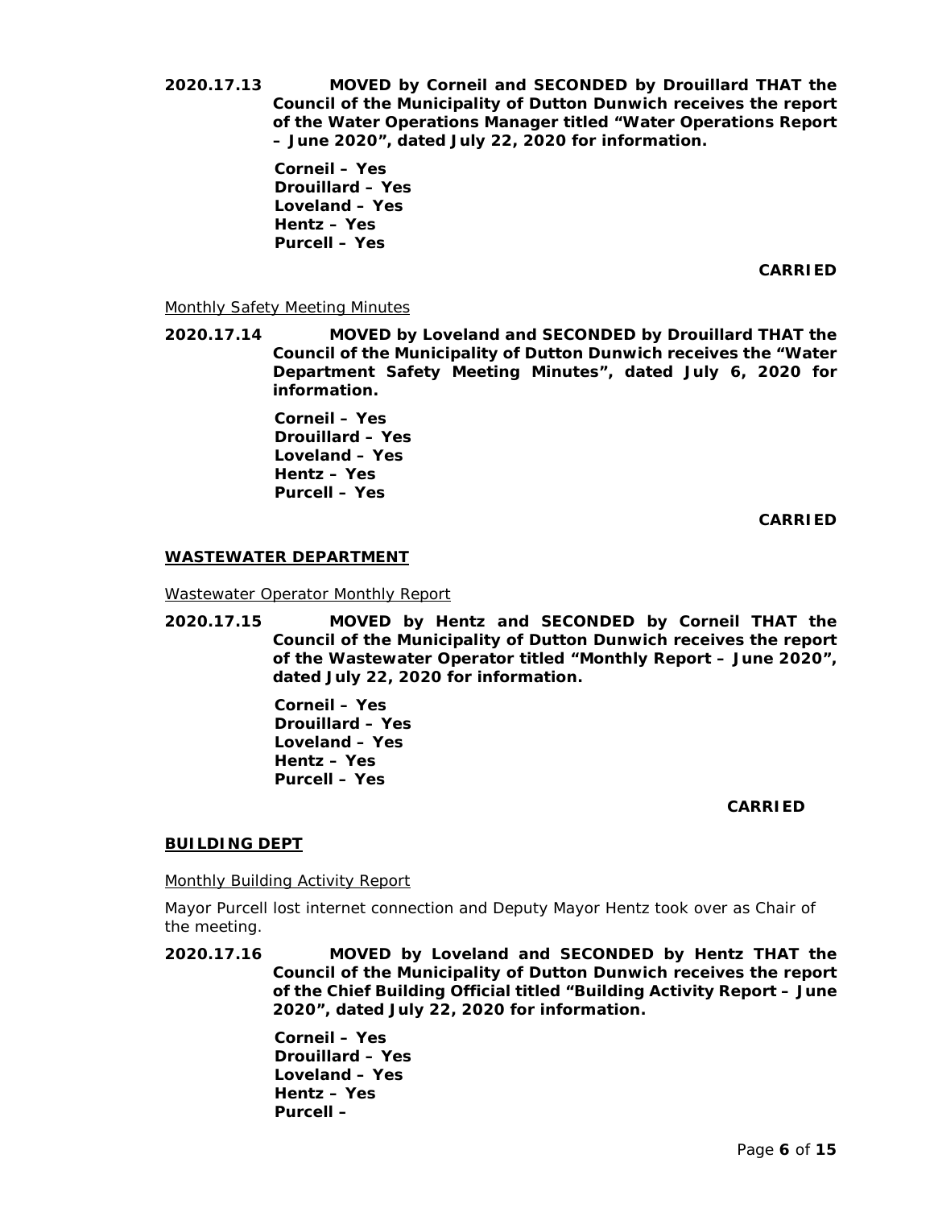**2020.17.13 MOVED by Corneil and SECONDED by Drouillard THAT the Council of the Municipality of Dutton Dunwich receives the report of the Water Operations Manager titled "Water Operations Report – June 2020", dated July 22, 2020 for information.**

**Corneil – Yes**
**Drouillard – Yes**
**Loveland – Yes**
**Hentz – Yes**
**Purcell – Yes**

**CARRIED**

Monthly Safety Meeting Minutes

**2020.17.14 MOVED by Loveland and SECONDED by Drouillard THAT the Council of the Municipality of Dutton Dunwich receives the "Water Department Safety Meeting Minutes", dated July 6, 2020 for information.**

**Corneil – Yes**
**Drouillard – Yes**
**Loveland – Yes**
**Hentz – Yes**
**Purcell – Yes**

**CARRIED**

## WASTEWATER DEPARTMENT

Wastewater Operator Monthly Report

**2020.17.15 MOVED by Hentz and SECONDED by Corneil THAT the Council of the Municipality of Dutton Dunwich receives the report of the Wastewater Operator titled "Monthly Report – June 2020", dated July 22, 2020 for information.**

**Corneil – Yes**
**Drouillard – Yes**
**Loveland – Yes**
**Hentz – Yes**
**Purcell – Yes**

**CARRIED**

## BUILDING DEPT

Monthly Building Activity Report

Mayor Purcell lost internet connection and Deputy Mayor Hentz took over as Chair of the meeting.

**2020.17.16 MOVED by Loveland and SECONDED by Hentz THAT the Council of the Municipality of Dutton Dunwich receives the report of the Chief Building Official titled "Building Activity Report – June 2020", dated July 22, 2020 for information.**

**Corneil – Yes**
**Drouillard – Yes**
**Loveland – Yes**
**Hentz – Yes**
**Purcell –**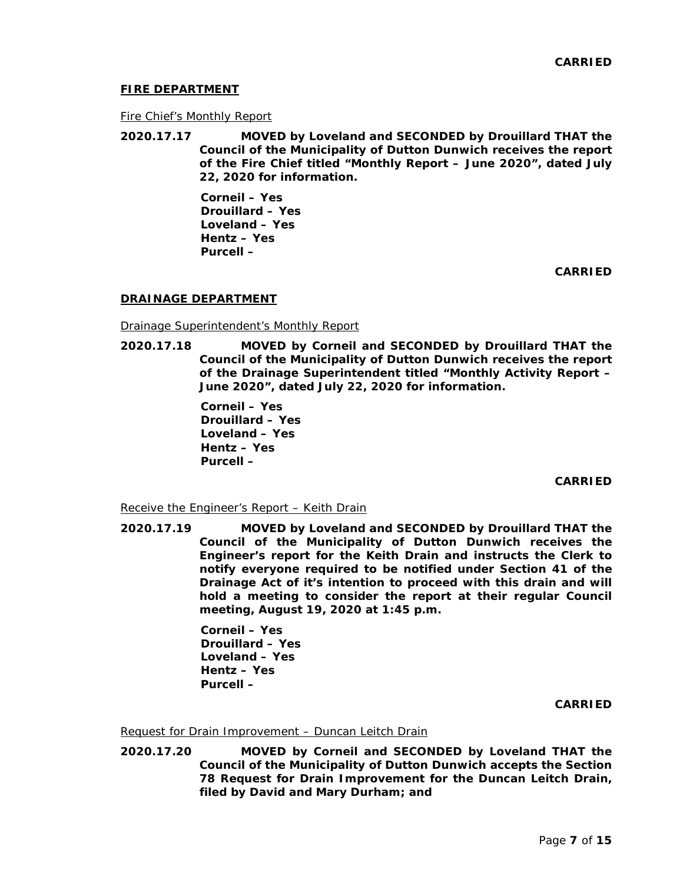**CARRIED**

**FIRE DEPARTMENT**

Fire Chief's Monthly Report

**2020.17.17 MOVED by Loveland and SECONDED by Drouillard THAT the Council of the Municipality of Dutton Dunwich receives the report of the Fire Chief titled "Monthly Report – June 2020", dated July 22, 2020 for information.**

**Corneil – Yes**
**Drouillard – Yes**
**Loveland – Yes**
**Hentz – Yes**
**Purcell –**

**CARRIED**

**DRAINAGE DEPARTMENT**

Drainage Superintendent's Monthly Report

**2020.17.18 MOVED by Corneil and SECONDED by Drouillard THAT the Council of the Municipality of Dutton Dunwich receives the report of the Drainage Superintendent titled "Monthly Activity Report – June 2020", dated July 22, 2020 for information.**

**Corneil – Yes**
**Drouillard – Yes**
**Loveland – Yes**
**Hentz – Yes**
**Purcell –**

**CARRIED**

Receive the Engineer's Report – Keith Drain

**2020.17.19 MOVED by Loveland and SECONDED by Drouillard THAT the Council of the Municipality of Dutton Dunwich receives the Engineer's report for the Keith Drain and instructs the Clerk to notify everyone required to be notified under Section 41 of the Drainage Act of it's intention to proceed with this drain and will hold a meeting to consider the report at their regular Council meeting, August 19, 2020 at 1:45 p.m.**

**Corneil – Yes**
**Drouillard – Yes**
**Loveland – Yes**
**Hentz – Yes**
**Purcell –**

**CARRIED**

Request for Drain Improvement – Duncan Leitch Drain

**2020.17.20 MOVED by Corneil and SECONDED by Loveland THAT the Council of the Municipality of Dutton Dunwich accepts the Section 78 Request for Drain Improvement for the Duncan Leitch Drain, filed by David and Mary Durham; and**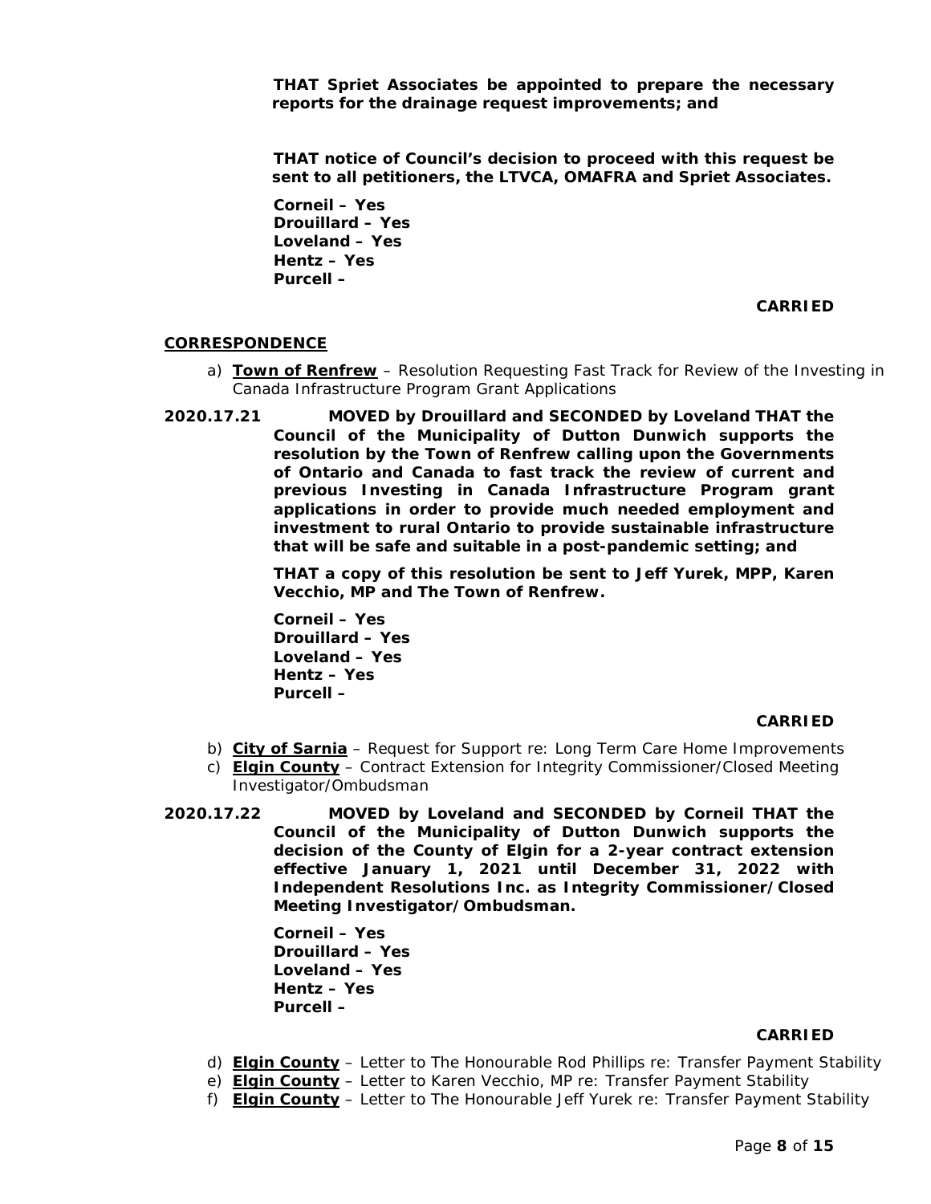**THAT Spriet Associates be appointed to prepare the necessary reports for the drainage request improvements; and**

**THAT notice of Council's decision to proceed with this request be sent to all petitioners, the LTVCA, OMAFRA and Spriet Associates.**

**Corneil – Yes**
**Drouillard – Yes**
**Loveland – Yes**
**Hentz – Yes**
**Purcell –**

**CARRIED**

## CORRESPONDENCE

a) **Town of Renfrew** – Resolution Requesting Fast Track for Review of the Investing in Canada Infrastructure Program Grant Applications

**2020.17.21** **MOVED by Drouillard and SECONDED by Loveland THAT the Council of the Municipality of Dutton Dunwich supports the resolution by the Town of Renfrew calling upon the Governments of Ontario and Canada to fast track the review of current and previous Investing in Canada Infrastructure Program grant applications in order to provide much needed employment and investment to rural Ontario to provide sustainable infrastructure that will be safe and suitable in a post-pandemic setting; and**

**THAT a copy of this resolution be sent to Jeff Yurek, MPP, Karen Vecchio, MP and The Town of Renfrew.**

**Corneil – Yes**
**Drouillard – Yes**
**Loveland – Yes**
**Hentz – Yes**
**Purcell –**

**CARRIED**

b) **City of Sarnia** – Request for Support re: Long Term Care Home Improvements
c) **Elgin County** – Contract Extension for Integrity Commissioner/Closed Meeting Investigator/Ombudsman

**2020.17.22** **MOVED by Loveland and SECONDED by Corneil THAT the Council of the Municipality of Dutton Dunwich supports the decision of the County of Elgin for a 2-year contract extension effective January 1, 2021 until December 31, 2022 with Independent Resolutions Inc. as Integrity Commissioner/Closed Meeting Investigator/Ombudsman.**

**Corneil – Yes**
**Drouillard – Yes**
**Loveland – Yes**
**Hentz – Yes**
**Purcell –**

**CARRIED**

d) **Elgin County** – Letter to The Honourable Rod Phillips re: Transfer Payment Stability
e) **Elgin County** – Letter to Karen Vecchio, MP re: Transfer Payment Stability
f) **Elgin County** – Letter to The Honourable Jeff Yurek re: Transfer Payment Stability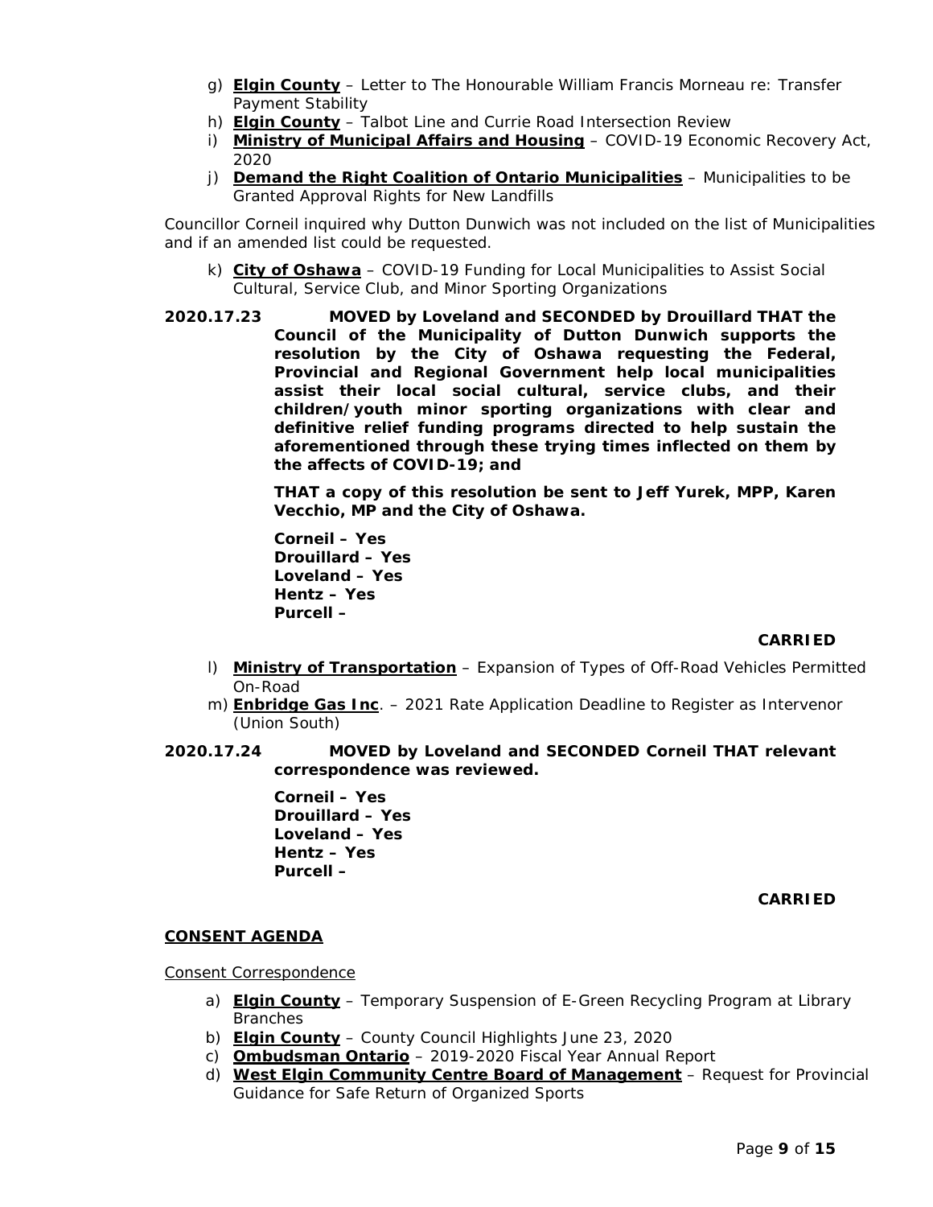g) **Elgin County** – Letter to The Honourable William Francis Morneau re: Transfer Payment Stability
h) **Elgin County** – Talbot Line and Currie Road Intersection Review
i) **Ministry of Municipal Affairs and Housing** – COVID-19 Economic Recovery Act, 2020
j) **Demand the Right Coalition of Ontario Municipalities** – Municipalities to be Granted Approval Rights for New Landfills

Councillor Corneil inquired why Dutton Dunwich was not included on the list of Municipalities and if an amended list could be requested.

k) **City of Oshawa** – COVID-19 Funding for Local Municipalities to Assist Social Cultural, Service Club, and Minor Sporting Organizations

**2020.17.23** **MOVED by Loveland and SECONDED by Drouillard THAT the Council of the Municipality of Dutton Dunwich supports the resolution by the City of Oshawa requesting the Federal, Provincial and Regional Government help local municipalities assist their local social cultural, service clubs, and their children/youth minor sporting organizations with clear and definitive relief funding programs directed to help sustain the aforementioned through these trying times inflected on them by the affects of COVID-19; and**

**THAT a copy of this resolution be sent to Jeff Yurek, MPP, Karen Vecchio, MP and the City of Oshawa.**

**Corneil – Yes**
**Drouillard – Yes**
**Loveland – Yes**
**Hentz – Yes**
**Purcell –**

**CARRIED**

l) **Ministry of Transportation** – Expansion of Types of Off-Road Vehicles Permitted On-Road
m) **Enbridge Gas Inc**. – 2021 Rate Application Deadline to Register as Intervenor (Union South)

**2020.17.24** **MOVED by Loveland and SECONDED Corneil THAT relevant correspondence was reviewed.**

**Corneil – Yes**
**Drouillard – Yes**
**Loveland – Yes**
**Hentz – Yes**
**Purcell –**

**CARRIED**

## CONSENT AGENDA

Consent Correspondence

a) **Elgin County** – Temporary Suspension of E-Green Recycling Program at Library Branches
b) **Elgin County** – County Council Highlights June 23, 2020
c) **Ombudsman Ontario** – 2019-2020 Fiscal Year Annual Report
d) **West Elgin Community Centre Board of Management** – Request for Provincial Guidance for Safe Return of Organized Sports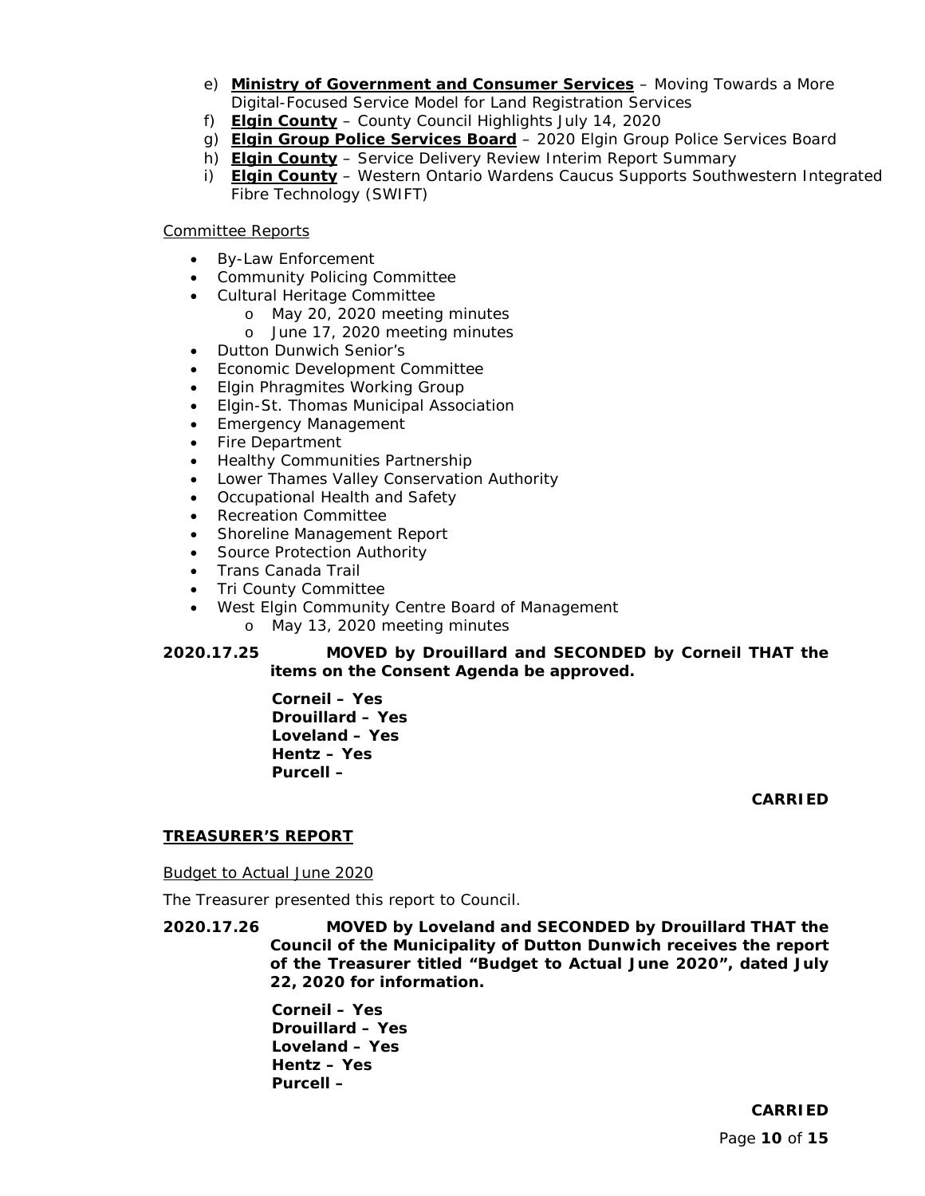e) **Ministry of Government and Consumer Services** – Moving Towards a More Digital-Focused Service Model for Land Registration Services
f) **Elgin County** – County Council Highlights July 14, 2020
g) **Elgin Group Police Services Board** – 2020 Elgin Group Police Services Board
h) **Elgin County** – Service Delivery Review Interim Report Summary
i) **Elgin County** – Western Ontario Wardens Caucus Supports Southwestern Integrated Fibre Technology (SWIFT)

Committee Reports

- By-Law Enforcement
- Community Policing Committee
- Cultural Heritage Committee
  - May 20, 2020 meeting minutes
  - June 17, 2020 meeting minutes
- Dutton Dunwich Senior's
- Economic Development Committee
- Elgin Phragmites Working Group
- Elgin-St. Thomas Municipal Association
- Emergency Management
- Fire Department
- Healthy Communities Partnership
- Lower Thames Valley Conservation Authority
- Occupational Health and Safety
- Recreation Committee
- Shoreline Management Report
- Source Protection Authority
- Trans Canada Trail
- Tri County Committee
- West Elgin Community Centre Board of Management
  - May 13, 2020 meeting minutes

**2020.17.25 MOVED by Drouillard and SECONDED by Corneil THAT the items on the Consent Agenda be approved.**

**Corneil – Yes**
**Drouillard – Yes**
**Loveland – Yes**
**Hentz – Yes**
**Purcell –**

**CARRIED**

## TREASURER'S REPORT

Budget to Actual June 2020

The Treasurer presented this report to Council.

**2020.17.26 MOVED by Loveland and SECONDED by Drouillard THAT the Council of the Municipality of Dutton Dunwich receives the report of the Treasurer titled "Budget to Actual June 2020", dated July 22, 2020 for information.**

**Corneil – Yes**
**Drouillard – Yes**
**Loveland – Yes**
**Hentz – Yes**
**Purcell –**

**CARRIED**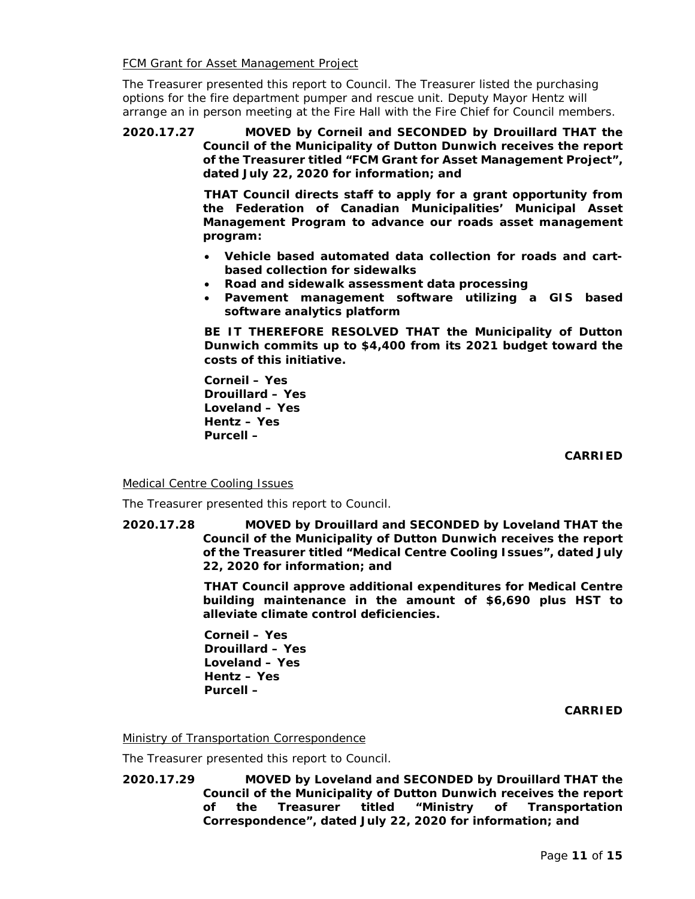FCM Grant for Asset Management Project

The Treasurer presented this report to Council. The Treasurer listed the purchasing options for the fire department pumper and rescue unit. Deputy Mayor Hentz will arrange an in person meeting at the Fire Hall with the Fire Chief for Council members.

**2020.17.27 MOVED by Corneil and SECONDED by Drouillard THAT the Council of the Municipality of Dutton Dunwich receives the report of the Treasurer titled "FCM Grant for Asset Management Project", dated July 22, 2020 for information; and**

**THAT Council directs staff to apply for a grant opportunity from the Federation of Canadian Municipalities' Municipal Asset Management Program to advance our roads asset management program:**

- **Vehicle based automated data collection for roads and cart-based collection for sidewalks**
- **Road and sidewalk assessment data processing**
- **Pavement management software utilizing a GIS based software analytics platform**

**BE IT THEREFORE RESOLVED THAT the Municipality of Dutton Dunwich commits up to $4,400 from its 2021 budget toward the costs of this initiative.**

**Corneil – Yes**
**Drouillard – Yes**
**Loveland – Yes**
**Hentz – Yes**
**Purcell –**

**CARRIED**

Medical Centre Cooling Issues

The Treasurer presented this report to Council.

**2020.17.28 MOVED by Drouillard and SECONDED by Loveland THAT the Council of the Municipality of Dutton Dunwich receives the report of the Treasurer titled "Medical Centre Cooling Issues", dated July 22, 2020 for information; and**

**THAT Council approve additional expenditures for Medical Centre building maintenance in the amount of $6,690 plus HST to alleviate climate control deficiencies.**

**Corneil – Yes**
**Drouillard – Yes**
**Loveland – Yes**
**Hentz – Yes**
**Purcell –**

**CARRIED**

Ministry of Transportation Correspondence

The Treasurer presented this report to Council.

**2020.17.29 MOVED by Loveland and SECONDED by Drouillard THAT the Council of the Municipality of Dutton Dunwich receives the report of the Treasurer titled "Ministry of Transportation Correspondence", dated July 22, 2020 for information; and**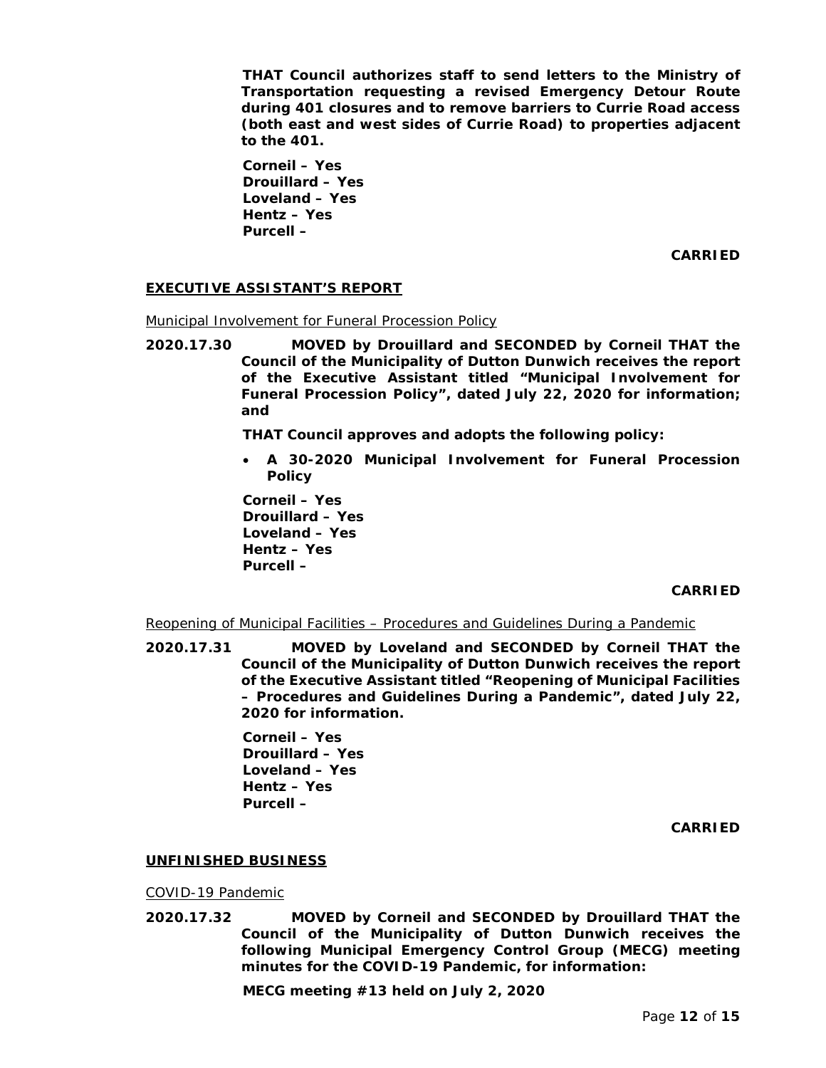**THAT Council authorizes staff to send letters to the Ministry of Transportation requesting a revised Emergency Detour Route during 401 closures and to remove barriers to Currie Road access (both east and west sides of Currie Road) to properties adjacent to the 401.**

**Corneil – Yes**
**Drouillard – Yes**
**Loveland – Yes**
**Hentz – Yes**
**Purcell –**

**CARRIED**

## EXECUTIVE ASSISTANT'S REPORT

Municipal Involvement for Funeral Procession Policy

**2020.17.30 MOVED by Drouillard and SECONDED by Corneil THAT the Council of the Municipality of Dutton Dunwich receives the report of the Executive Assistant titled "Municipal Involvement for Funeral Procession Policy", dated July 22, 2020 for information; and**

**THAT Council approves and adopts the following policy:**

- **A 30-2020 Municipal Involvement for Funeral Procession Policy**

**Corneil – Yes**
**Drouillard – Yes**
**Loveland – Yes**
**Hentz – Yes**
**Purcell –**

**CARRIED**

Reopening of Municipal Facilities – Procedures and Guidelines During a Pandemic

**2020.17.31 MOVED by Loveland and SECONDED by Corneil THAT the Council of the Municipality of Dutton Dunwich receives the report of the Executive Assistant titled "Reopening of Municipal Facilities – Procedures and Guidelines During a Pandemic", dated July 22, 2020 for information.**

**Corneil – Yes**
**Drouillard – Yes**
**Loveland – Yes**
**Hentz – Yes**
**Purcell –**

**CARRIED**

## UNFINISHED BUSINESS

COVID-19 Pandemic

**2020.17.32 MOVED by Corneil and SECONDED by Drouillard THAT the Council of the Municipality of Dutton Dunwich receives the following Municipal Emergency Control Group (MECG) meeting minutes for the COVID-19 Pandemic, for information:**

**MECG meeting #13 held on July 2, 2020**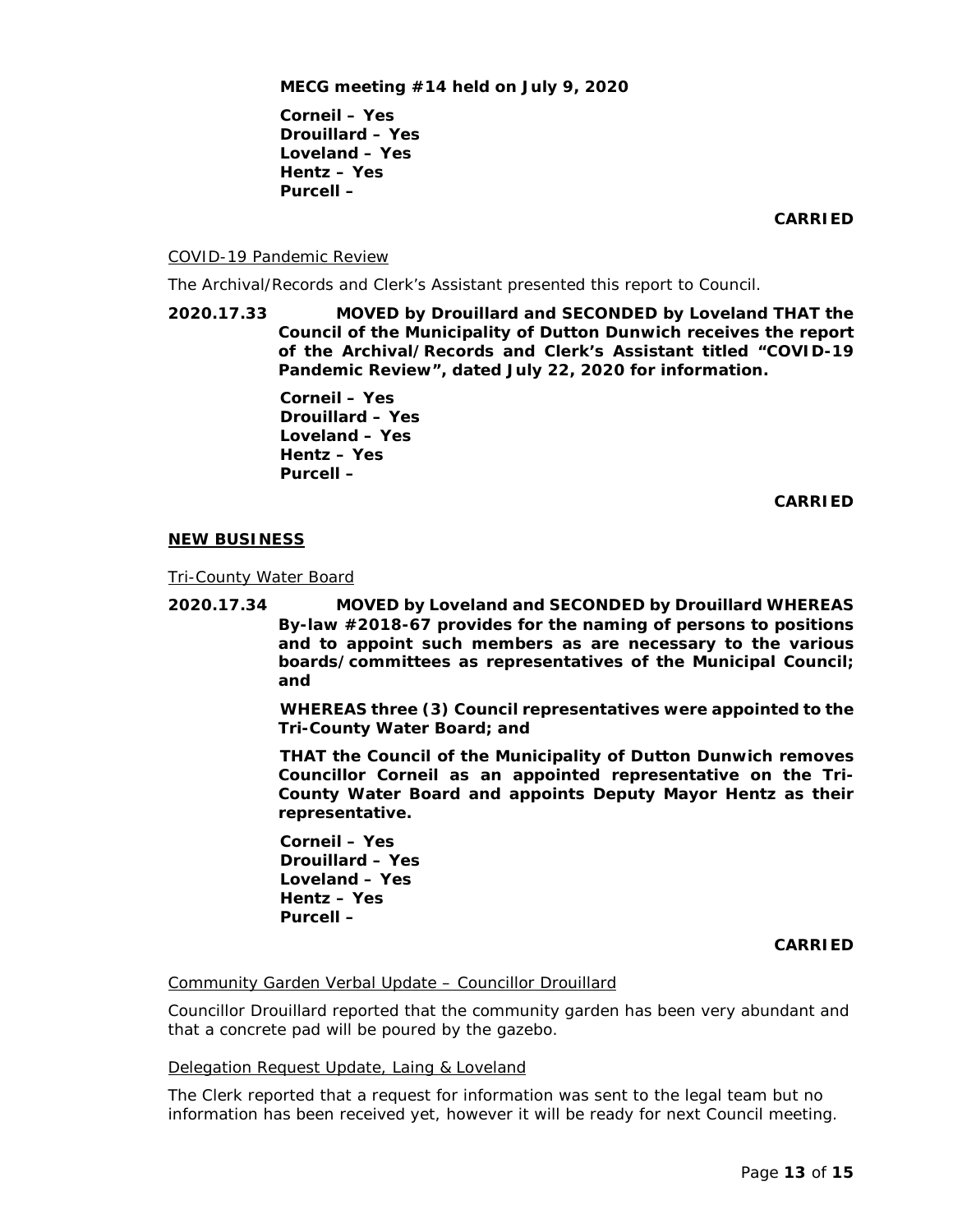**MECG meeting #14 held on July 9, 2020**

**Corneil – Yes**
**Drouillard – Yes**
**Loveland – Yes**
**Hentz – Yes**
**Purcell –**

**CARRIED**

COVID-19 Pandemic Review

The Archival/Records and Clerk's Assistant presented this report to Council.

**2020.17.33 MOVED by Drouillard and SECONDED by Loveland THAT the Council of the Municipality of Dutton Dunwich receives the report of the Archival/Records and Clerk's Assistant titled "COVID-19 Pandemic Review", dated July 22, 2020 for information.**

**Corneil – Yes**
**Drouillard – Yes**
**Loveland – Yes**
**Hentz – Yes**
**Purcell –**

**CARRIED**

**NEW BUSINESS**

Tri-County Water Board

**2020.17.34 MOVED by Loveland and SECONDED by Drouillard WHEREAS By-law #2018-67 provides for the naming of persons to positions and to appoint such members as are necessary to the various boards/committees as representatives of the Municipal Council; and**

**WHEREAS three (3) Council representatives were appointed to the Tri-County Water Board; and**

**THAT the Council of the Municipality of Dutton Dunwich removes Councillor Corneil as an appointed representative on the Tri-County Water Board and appoints Deputy Mayor Hentz as their representative.**

**Corneil – Yes**
**Drouillard – Yes**
**Loveland – Yes**
**Hentz – Yes**
**Purcell –**

**CARRIED**

Community Garden Verbal Update – Councillor Drouillard

Councillor Drouillard reported that the community garden has been very abundant and that a concrete pad will be poured by the gazebo.

Delegation Request Update, Laing & Loveland

The Clerk reported that a request for information was sent to the legal team but no information has been received yet, however it will be ready for next Council meeting.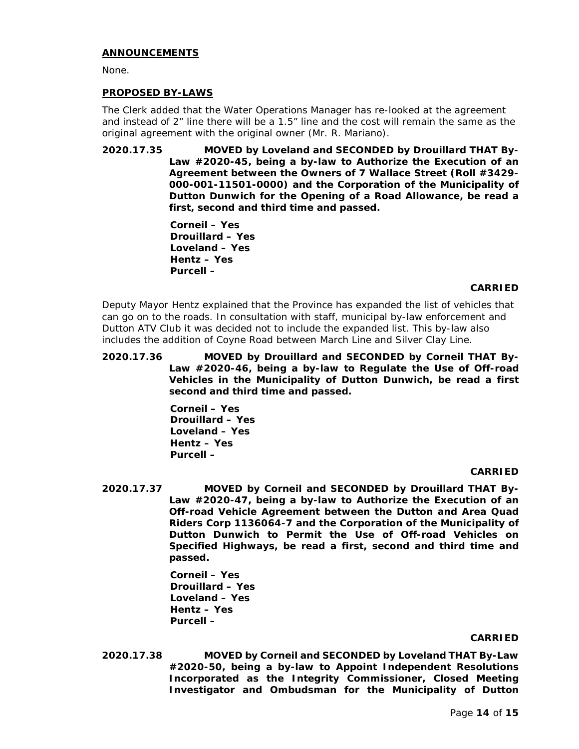## ANNOUNCEMENTS

None.

## PROPOSED BY-LAWS

The Clerk added that the Water Operations Manager has re-looked at the agreement and instead of 2" line there will be a 1.5" line and the cost will remain the same as the original agreement with the original owner (Mr. R. Mariano).

**2020.17.35 MOVED by Loveland and SECONDED by Drouillard THAT By-Law #2020-45, being a by-law to Authorize the Execution of an Agreement between the Owners of 7 Wallace Street (Roll #3429-000-001-11501-0000) and the Corporation of the Municipality of Dutton Dunwich for the Opening of a Road Allowance, be read a first, second and third time and passed.**

**Corneil – Yes**
**Drouillard – Yes**
**Loveland – Yes**
**Hentz – Yes**
**Purcell –**

**CARRIED**

Deputy Mayor Hentz explained that the Province has expanded the list of vehicles that can go on to the roads. In consultation with staff, municipal by-law enforcement and Dutton ATV Club it was decided not to include the expanded list. This by-law also includes the addition of Coyne Road between March Line and Silver Clay Line.

**2020.17.36 MOVED by Drouillard and SECONDED by Corneil THAT By-Law #2020-46, being a by-law to Regulate the Use of Off-road Vehicles in the Municipality of Dutton Dunwich, be read a first second and third time and passed.**

**Corneil – Yes**
**Drouillard – Yes**
**Loveland – Yes**
**Hentz – Yes**
**Purcell –**

**CARRIED**

**2020.17.37 MOVED by Corneil and SECONDED by Drouillard THAT By-Law #2020-47, being a by-law to Authorize the Execution of an Off-road Vehicle Agreement between the Dutton and Area Quad Riders Corp 1136064-7 and the Corporation of the Municipality of Dutton Dunwich to Permit the Use of Off-road Vehicles on Specified Highways, be read a first, second and third time and passed.**

**Corneil – Yes**
**Drouillard – Yes**
**Loveland – Yes**
**Hentz – Yes**
**Purcell –**

**CARRIED**

**2020.17.38 MOVED by Corneil and SECONDED by Loveland THAT By-Law #2020-50, being a by-law to Appoint Independent Resolutions Incorporated as the Integrity Commissioner, Closed Meeting Investigator and Ombudsman for the Municipality of Dutton**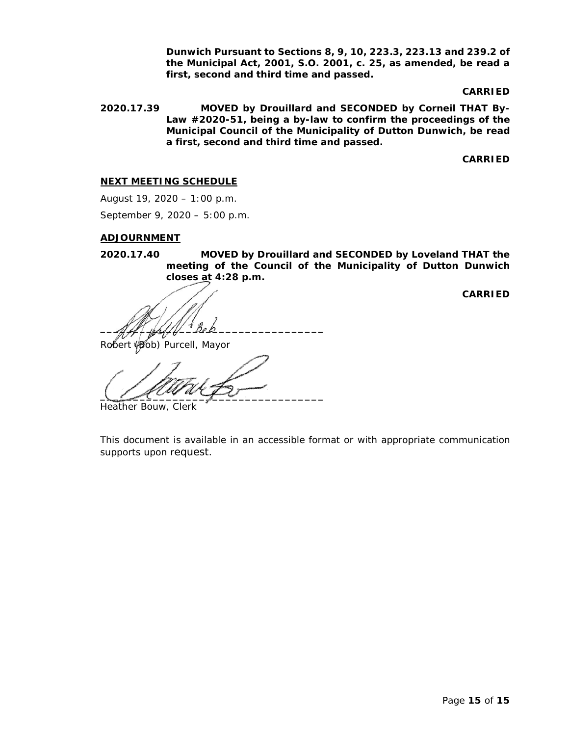**Dunwich Pursuant to Sections 8, 9, 10, 223.3, 223.13 and 239.2 of the Municipal Act, 2001, S.O. 2001, c. 25, as amended, be read a first, second and third time and passed.**

**CARRIED**

**2020.17.39 MOVED by Drouillard and SECONDED by Corneil THAT By-Law #2020-51, being a by-law to confirm the proceedings of the Municipal Council of the Municipality of Dutton Dunwich, be read a first, second and third time and passed.**

**CARRIED**

## NEXT MEETING SCHEDULE

August 19, 2020 – 1:00 p.m.

September 9, 2020 – 5:00 p.m.

## ADJOURNMENT

**2020.17.40 MOVED by Drouillard and SECONDED by Loveland THAT the meeting of the Council of the Municipality of Dutton Dunwich closes at 4:28 p.m.**

**CARRIED**

\_\_\_\_\_\_\_\_\_\_\_\_\_\_\_\_\_\_\_\_\_\_\_\_\_\_\_\_\_\_\_\_\_

Robert (Bob) Purcell, Mayor

\_\_\_\_\_\_\_\_\_\_\_\_\_\_\_\_\_\_\_\_\_\_\_\_\_\_\_\_\_\_\_\_\_

Heather Bouw, Clerk

This document is available in an accessible format or with appropriate communication supports upon request.